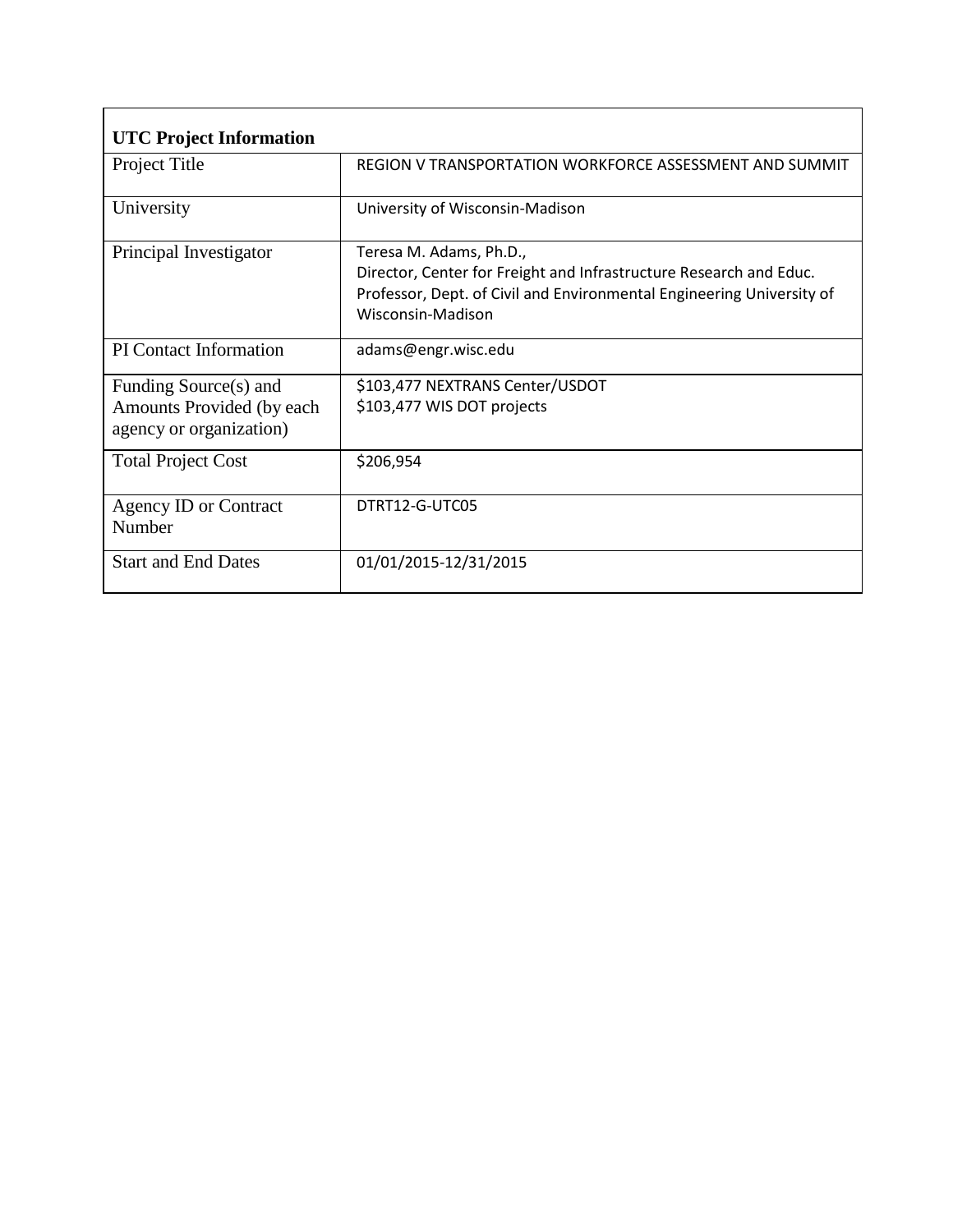**UTC Project Information**

| | |
|---|---|
| Project Title | REGION V TRANSPORTATION WORKFORCE ASSESSMENT AND SUMMIT |
| University | University of Wisconsin-Madison |
| Principal Investigator | Teresa M. Adams, Ph.D.,<br>Director, Center for Freight and Infrastructure Research and Educ.<br>Professor, Dept. of Civil and Environmental Engineering University of Wisconsin-Madison |
| PI Contact Information | adams@engr.wisc.edu |
| Funding Source(s) and Amounts Provided (by each agency or organization) | $103,477 NEXTRANS Center/USDOT<br>$103,477 WIS DOT projects |
| Total Project Cost | $206,954 |
| Agency ID or Contract Number | DTRT12-G-UTC05 |
| Start and End Dates | 01/01/2015-12/31/2015 |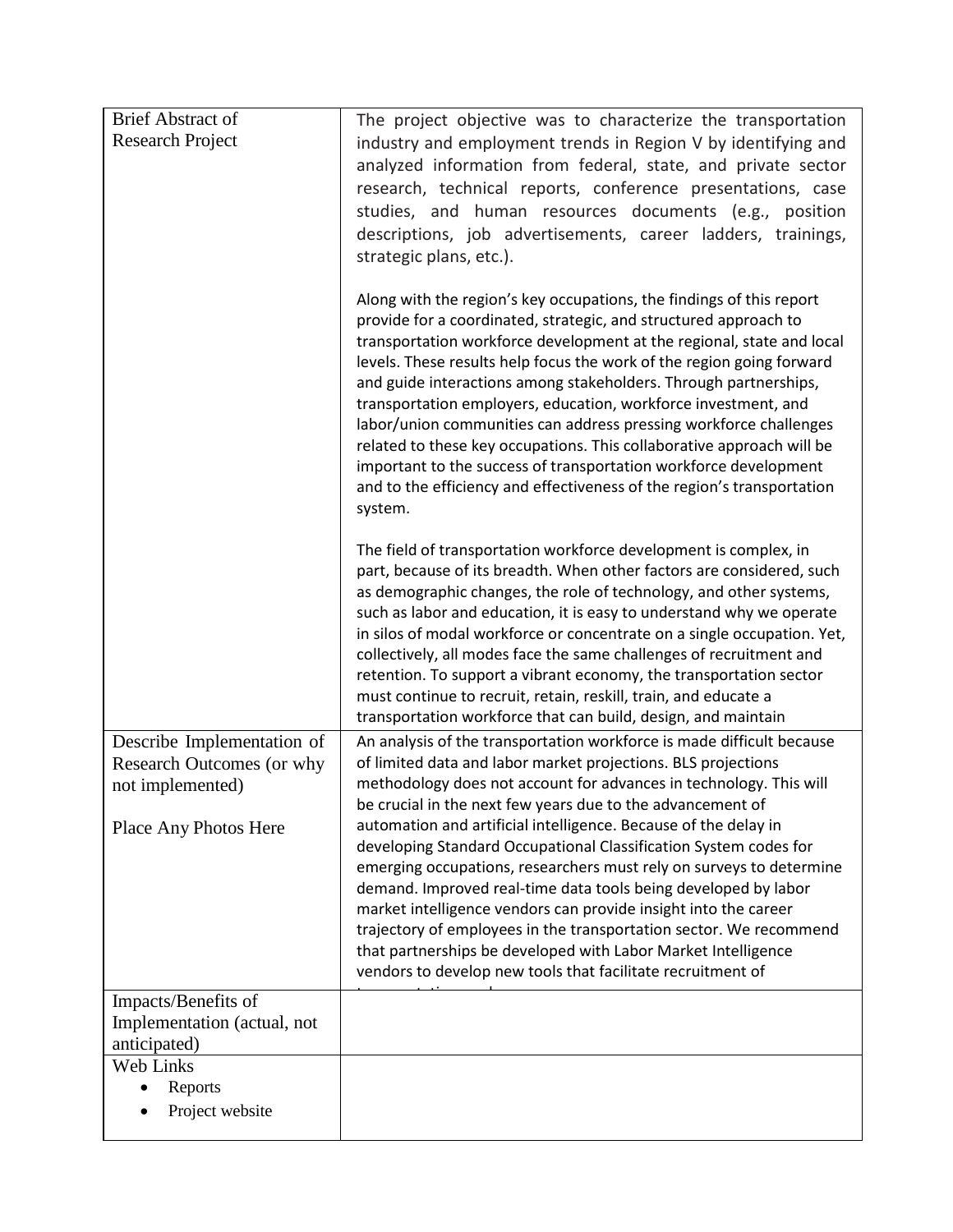| | |
|---|---|
| Brief Abstract of Research Project | The project objective was to characterize the transportation industry and employment trends in Region V by identifying and analyzed information from federal, state, and private sector research, technical reports, conference presentations, case studies, and human resources documents (e.g., position descriptions, job advertisements, career ladders, trainings, strategic plans, etc.).<br><br>Along with the region's key occupations, the findings of this report provide for a coordinated, strategic, and structured approach to transportation workforce development at the regional, state and local levels. These results help focus the work of the region going forward and guide interactions among stakeholders. Through partnerships, transportation employers, education, workforce investment, and labor/union communities can address pressing workforce challenges related to these key occupations. This collaborative approach will be important to the success of transportation workforce development and to the efficiency and effectiveness of the region's transportation system.<br><br>The field of transportation workforce development is complex, in part, because of its breadth. When other factors are considered, such as demographic changes, the role of technology, and other systems, such as labor and education, it is easy to understand why we operate in silos of modal workforce or concentrate on a single occupation. Yet, collectively, all modes face the same challenges of recruitment and retention. To support a vibrant economy, the transportation sector must continue to recruit, retain, reskill, train, and educate a transportation workforce that can build, design, and maintain |
| Describe Implementation of Research Outcomes (or why not implemented)<br><br>Place Any Photos Here | An analysis of the transportation workforce is made difficult because of limited data and labor market projections. BLS projections methodology does not account for advances in technology. This will be crucial in the next few years due to the advancement of automation and artificial intelligence. Because of the delay in developing Standard Occupational Classification System codes for emerging occupations, researchers must rely on surveys to determine demand. Improved real-time data tools being developed by labor market intelligence vendors can provide insight into the career trajectory of employees in the transportation sector. We recommend that partnerships be developed with Labor Market Intelligence vendors to develop new tools that facilitate recruitment of |
| Impacts/Benefits of Implementation (actual, not anticipated) | |
| Web Links<br>• Reports<br>• Project website | |